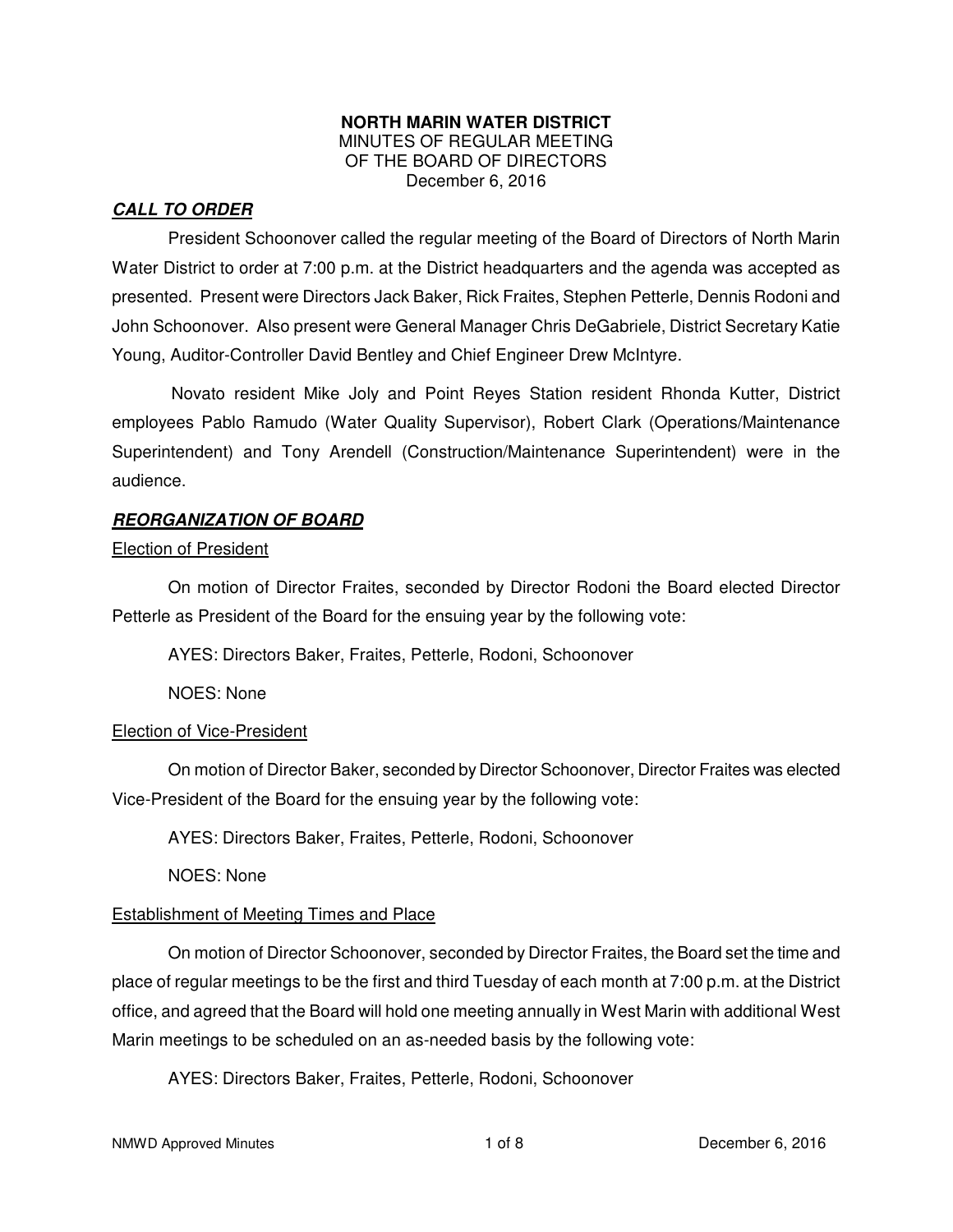**NORTH MARIN WATER DISTRICT**
MINUTES OF REGULAR MEETING
OF THE BOARD OF DIRECTORS
December 6, 2016

## ***CALL TO ORDER***

President Schoonover called the regular meeting of the Board of Directors of North Marin Water District to order at 7:00 p.m. at the District headquarters and the agenda was accepted as presented. Present were Directors Jack Baker, Rick Fraites, Stephen Petterle, Dennis Rodoni and John Schoonover. Also present were General Manager Chris DeGabriele, District Secretary Katie Young, Auditor-Controller David Bentley and Chief Engineer Drew McIntyre.

Novato resident Mike Joly and Point Reyes Station resident Rhonda Kutter, District employees Pablo Ramudo (Water Quality Supervisor), Robert Clark (Operations/Maintenance Superintendent) and Tony Arendell (Construction/Maintenance Superintendent) were in the audience.

## ***REORGANIZATION OF BOARD***

### Election of President

On motion of Director Fraites, seconded by Director Rodoni the Board elected Director Petterle as President of the Board for the ensuing year by the following vote:

AYES: Directors Baker, Fraites, Petterle, Rodoni, Schoonover

NOES: None

### Election of Vice-President

On motion of Director Baker, seconded by Director Schoonover, Director Fraites was elected Vice-President of the Board for the ensuing year by the following vote:

AYES: Directors Baker, Fraites, Petterle, Rodoni, Schoonover

NOES: None

### Establishment of Meeting Times and Place

On motion of Director Schoonover, seconded by Director Fraites, the Board set the time and place of regular meetings to be the first and third Tuesday of each month at 7:00 p.m. at the District office, and agreed that the Board will hold one meeting annually in West Marin with additional West Marin meetings to be scheduled on an as-needed basis by the following vote:

AYES: Directors Baker, Fraites, Petterle, Rodoni, Schoonover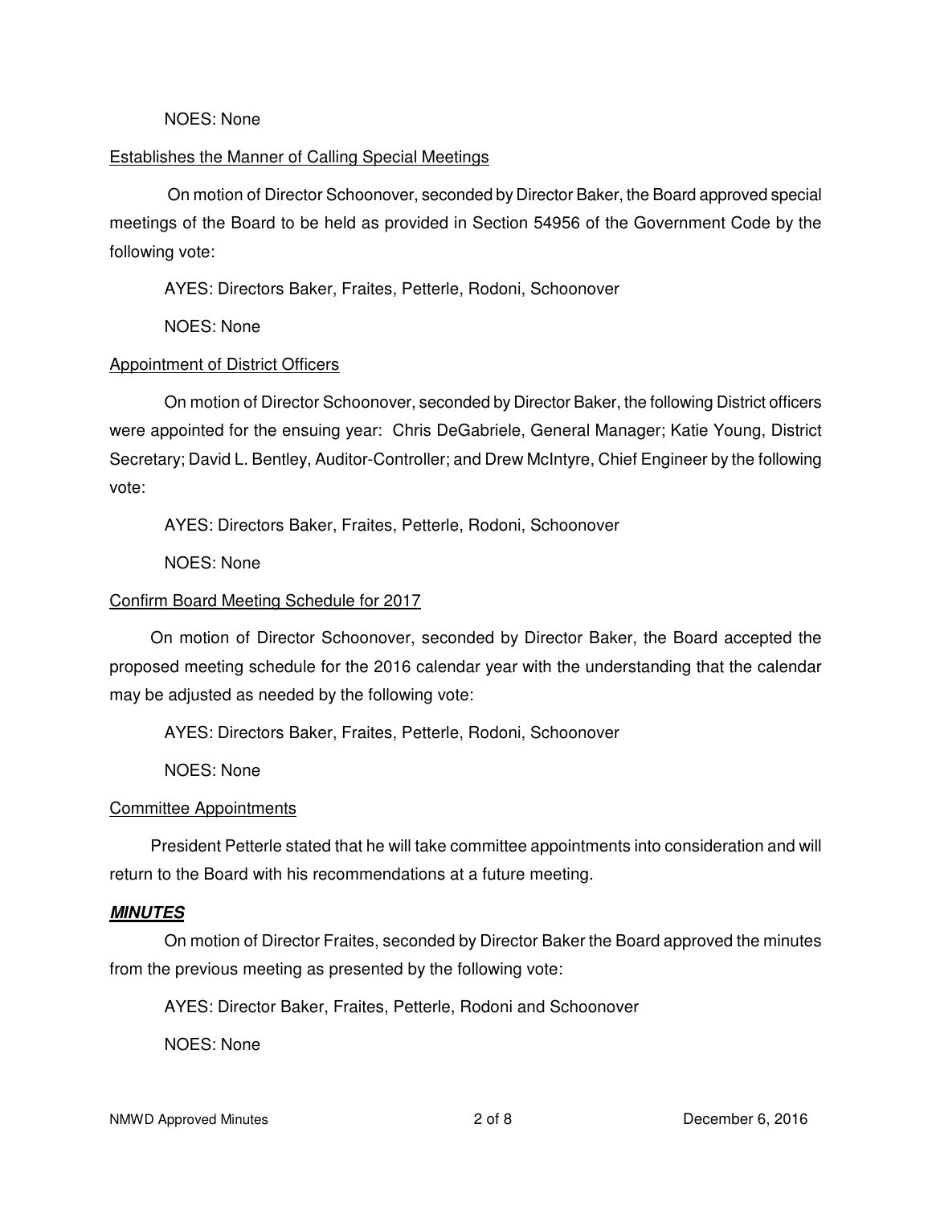NOES: None

Establishes the Manner of Calling Special Meetings

On motion of Director Schoonover, seconded by Director Baker, the Board approved special meetings of the Board to be held as provided in Section 54956 of the Government Code by the following vote:

AYES: Directors Baker, Fraites, Petterle, Rodoni, Schoonover

NOES: None

Appointment of District Officers

On motion of Director Schoonover, seconded by Director Baker, the following District officers were appointed for the ensuing year: Chris DeGabriele, General Manager; Katie Young, District Secretary; David L. Bentley, Auditor-Controller; and Drew McIntyre, Chief Engineer by the following vote:

AYES: Directors Baker, Fraites, Petterle, Rodoni, Schoonover

NOES: None

Confirm Board Meeting Schedule for 2017

On motion of Director Schoonover, seconded by Director Baker, the Board accepted the proposed meeting schedule for the 2016 calendar year with the understanding that the calendar may be adjusted as needed by the following vote:

AYES: Directors Baker, Fraites, Petterle, Rodoni, Schoonover

NOES: None

Committee Appointments

President Petterle stated that he will take committee appointments into consideration and will return to the Board with his recommendations at a future meeting.

***MINUTES***

On motion of Director Fraites, seconded by Director Baker the Board approved the minutes from the previous meeting as presented by the following vote:

AYES: Director Baker, Fraites, Petterle, Rodoni and Schoonover

NOES: None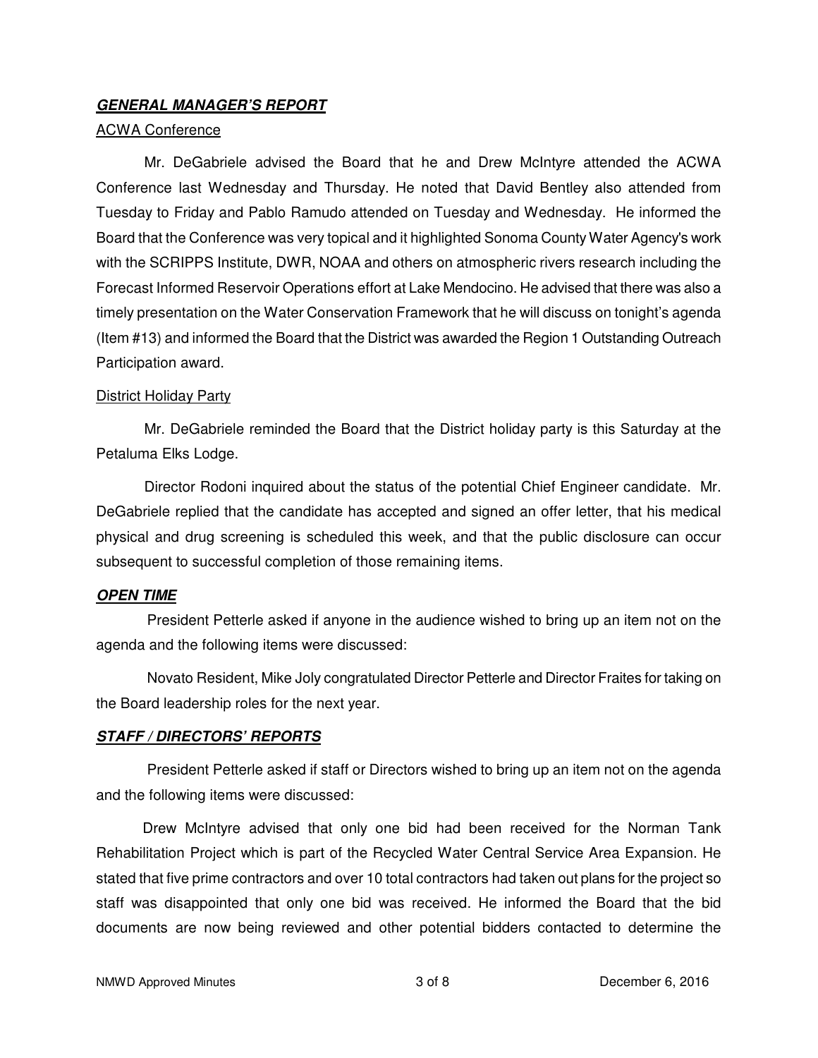## ***GENERAL MANAGER'S REPORT***

ACWA Conference

Mr. DeGabriele advised the Board that he and Drew McIntyre attended the ACWA Conference last Wednesday and Thursday. He noted that David Bentley also attended from Tuesday to Friday and Pablo Ramudo attended on Tuesday and Wednesday. He informed the Board that the Conference was very topical and it highlighted Sonoma County Water Agency's work with the SCRIPPS Institute, DWR, NOAA and others on atmospheric rivers research including the Forecast Informed Reservoir Operations effort at Lake Mendocino. He advised that there was also a timely presentation on the Water Conservation Framework that he will discuss on tonight's agenda (Item #13) and informed the Board that the District was awarded the Region 1 Outstanding Outreach Participation award.

District Holiday Party

Mr. DeGabriele reminded the Board that the District holiday party is this Saturday at the Petaluma Elks Lodge.

Director Rodoni inquired about the status of the potential Chief Engineer candidate. Mr. DeGabriele replied that the candidate has accepted and signed an offer letter, that his medical physical and drug screening is scheduled this week, and that the public disclosure can occur subsequent to successful completion of those remaining items.

## ***OPEN TIME***

President Petterle asked if anyone in the audience wished to bring up an item not on the agenda and the following items were discussed:

Novato Resident, Mike Joly congratulated Director Petterle and Director Fraites for taking on the Board leadership roles for the next year.

## ***STAFF / DIRECTORS' REPORTS***

President Petterle asked if staff or Directors wished to bring up an item not on the agenda and the following items were discussed:

Drew McIntyre advised that only one bid had been received for the Norman Tank Rehabilitation Project which is part of the Recycled Water Central Service Area Expansion. He stated that five prime contractors and over 10 total contractors had taken out plans for the project so staff was disappointed that only one bid was received. He informed the Board that the bid documents are now being reviewed and other potential bidders contacted to determine the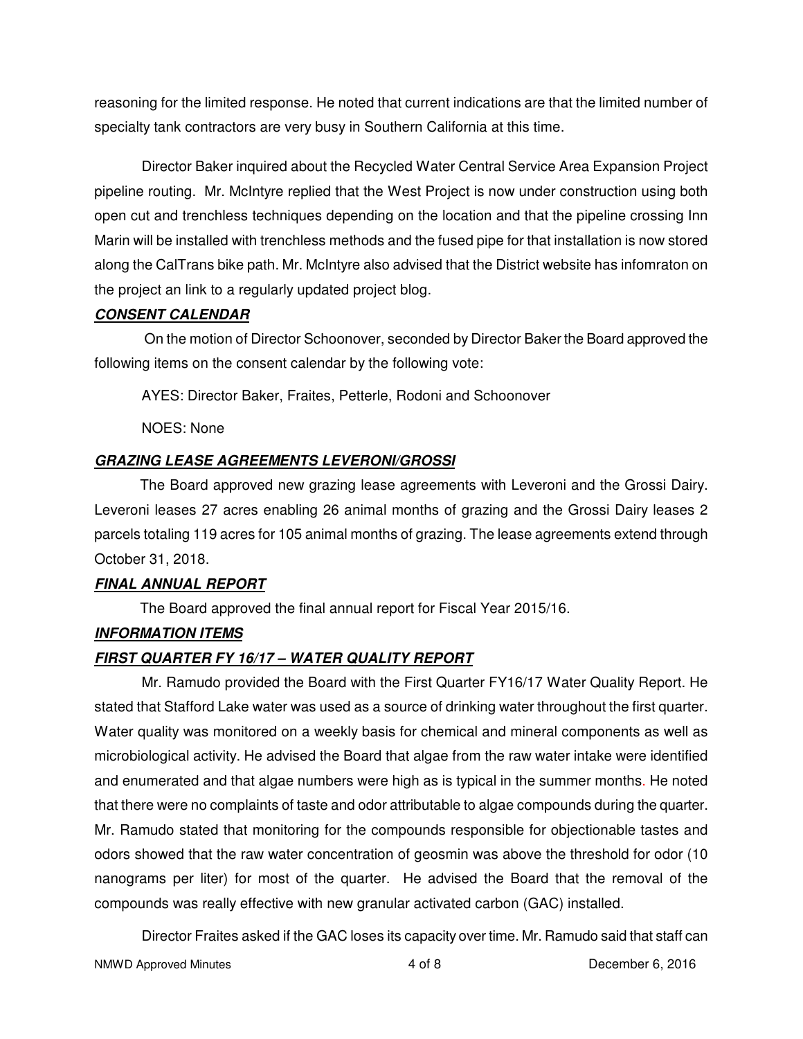reasoning for the limited response. He noted that current indications are that the limited number of specialty tank contractors are very busy in Southern California at this time.

Director Baker inquired about the Recycled Water Central Service Area Expansion Project pipeline routing. Mr. McIntyre replied that the West Project is now under construction using both open cut and trenchless techniques depending on the location and that the pipeline crossing Inn Marin will be installed with trenchless methods and the fused pipe for that installation is now stored along the CalTrans bike path. Mr. McIntyre also advised that the District website has infomraton on the project an link to a regularly updated project blog.

***CONSENT CALENDAR***

On the motion of Director Schoonover, seconded by Director Baker the Board approved the following items on the consent calendar by the following vote:

AYES: Director Baker, Fraites, Petterle, Rodoni and Schoonover

NOES: None

***GRAZING LEASE AGREEMENTS LEVERONI/GROSSI***

The Board approved new grazing lease agreements with Leveroni and the Grossi Dairy. Leveroni leases 27 acres enabling 26 animal months of grazing and the Grossi Dairy leases 2 parcels totaling 119 acres for 105 animal months of grazing. The lease agreements extend through October 31, 2018.

***FINAL ANNUAL REPORT***

The Board approved the final annual report for Fiscal Year 2015/16.

***INFORMATION ITEMS***

***FIRST QUARTER FY 16/17 – WATER QUALITY REPORT***

Mr. Ramudo provided the Board with the First Quarter FY16/17 Water Quality Report. He stated that Stafford Lake water was used as a source of drinking water throughout the first quarter. Water quality was monitored on a weekly basis for chemical and mineral components as well as microbiological activity. He advised the Board that algae from the raw water intake were identified and enumerated and that algae numbers were high as is typical in the summer months. He noted that there were no complaints of taste and odor attributable to algae compounds during the quarter. Mr. Ramudo stated that monitoring for the compounds responsible for objectionable tastes and odors showed that the raw water concentration of geosmin was above the threshold for odor (10 nanograms per liter) for most of the quarter. He advised the Board that the removal of the compounds was really effective with new granular activated carbon (GAC) installed.

Director Fraites asked if the GAC loses its capacity over time. Mr. Ramudo said that staff can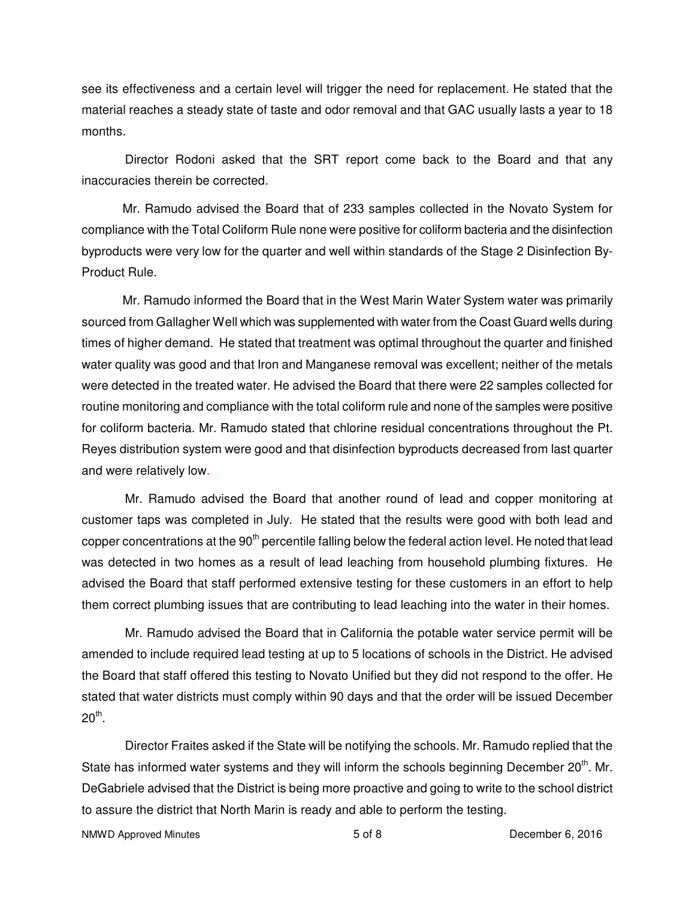see its effectiveness and a certain level will trigger the need for replacement. He stated that the material reaches a steady state of taste and odor removal and that GAC usually lasts a year to 18 months.

Director Rodoni asked that the SRT report come back to the Board and that any inaccuracies therein be corrected.

Mr. Ramudo advised the Board that of 233 samples collected in the Novato System for compliance with the Total Coliform Rule none were positive for coliform bacteria and the disinfection byproducts were very low for the quarter and well within standards of the Stage 2 Disinfection By-Product Rule.

Mr. Ramudo informed the Board that in the West Marin Water System water was primarily sourced from Gallagher Well which was supplemented with water from the Coast Guard wells during times of higher demand. He stated that treatment was optimal throughout the quarter and finished water quality was good and that Iron and Manganese removal was excellent; neither of the metals were detected in the treated water. He advised the Board that there were 22 samples collected for routine monitoring and compliance with the total coliform rule and none of the samples were positive for coliform bacteria. Mr. Ramudo stated that chlorine residual concentrations throughout the Pt. Reyes distribution system were good and that disinfection byproducts decreased from last quarter and were relatively low.

Mr. Ramudo advised the Board that another round of lead and copper monitoring at customer taps was completed in July. He stated that the results were good with both lead and copper concentrations at the 90th percentile falling below the federal action level. He noted that lead was detected in two homes as a result of lead leaching from household plumbing fixtures. He advised the Board that staff performed extensive testing for these customers in an effort to help them correct plumbing issues that are contributing to lead leaching into the water in their homes.

Mr. Ramudo advised the Board that in California the potable water service permit will be amended to include required lead testing at up to 5 locations of schools in the District. He advised the Board that staff offered this testing to Novato Unified but they did not respond to the offer. He stated that water districts must comply within 90 days and that the order will be issued December 20th.

Director Fraites asked if the State will be notifying the schools. Mr. Ramudo replied that the State has informed water systems and they will inform the schools beginning December 20th. Mr. DeGabriele advised that the District is being more proactive and going to write to the school district to assure the district that North Marin is ready and able to perform the testing.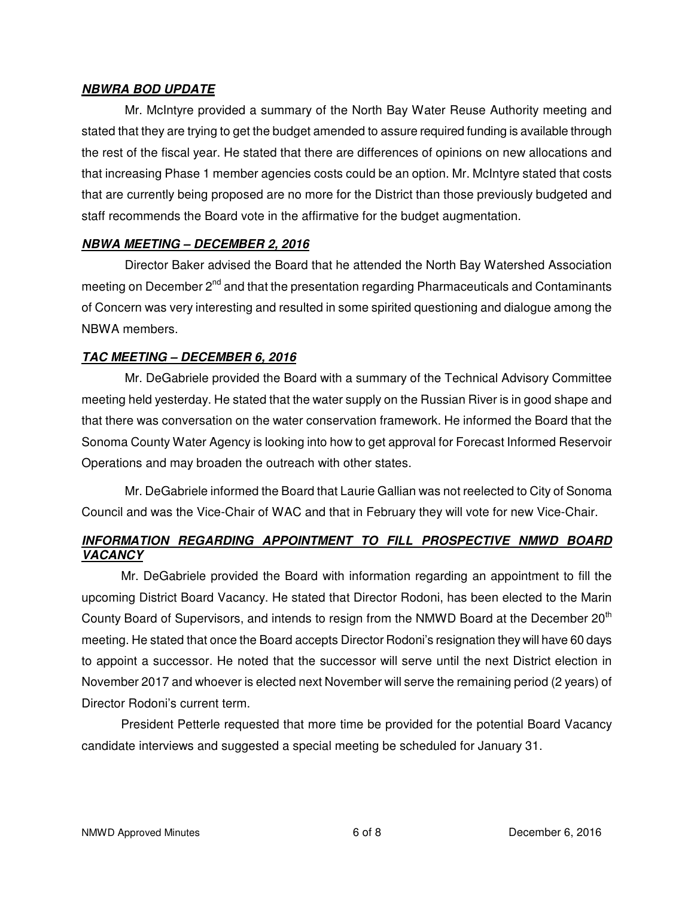***NBWRA BOD UPDATE***

Mr. McIntyre provided a summary of the North Bay Water Reuse Authority meeting and stated that they are trying to get the budget amended to assure required funding is available through the rest of the fiscal year. He stated that there are differences of opinions on new allocations and that increasing Phase 1 member agencies costs could be an option. Mr. McIntyre stated that costs that are currently being proposed are no more for the District than those previously budgeted and staff recommends the Board vote in the affirmative for the budget augmentation.

***NBWA MEETING – DECEMBER 2, 2016***

Director Baker advised the Board that he attended the North Bay Watershed Association meeting on December 2nd and that the presentation regarding Pharmaceuticals and Contaminants of Concern was very interesting and resulted in some spirited questioning and dialogue among the NBWA members.

***TAC MEETING – DECEMBER 6, 2016***

Mr. DeGabriele provided the Board with a summary of the Technical Advisory Committee meeting held yesterday. He stated that the water supply on the Russian River is in good shape and that there was conversation on the water conservation framework. He informed the Board that the Sonoma County Water Agency is looking into how to get approval for Forecast Informed Reservoir Operations and may broaden the outreach with other states.

Mr. DeGabriele informed the Board that Laurie Gallian was not reelected to City of Sonoma Council and was the Vice-Chair of WAC and that in February they will vote for new Vice-Chair.

***INFORMATION REGARDING APPOINTMENT TO FILL PROSPECTIVE NMWD BOARD VACANCY***

Mr. DeGabriele provided the Board with information regarding an appointment to fill the upcoming District Board Vacancy. He stated that Director Rodoni, has been elected to the Marin County Board of Supervisors, and intends to resign from the NMWD Board at the December 20th meeting. He stated that once the Board accepts Director Rodoni's resignation they will have 60 days to appoint a successor. He noted that the successor will serve until the next District election in November 2017 and whoever is elected next November will serve the remaining period (2 years) of Director Rodoni's current term.

President Petterle requested that more time be provided for the potential Board Vacancy candidate interviews and suggested a special meeting be scheduled for January 31.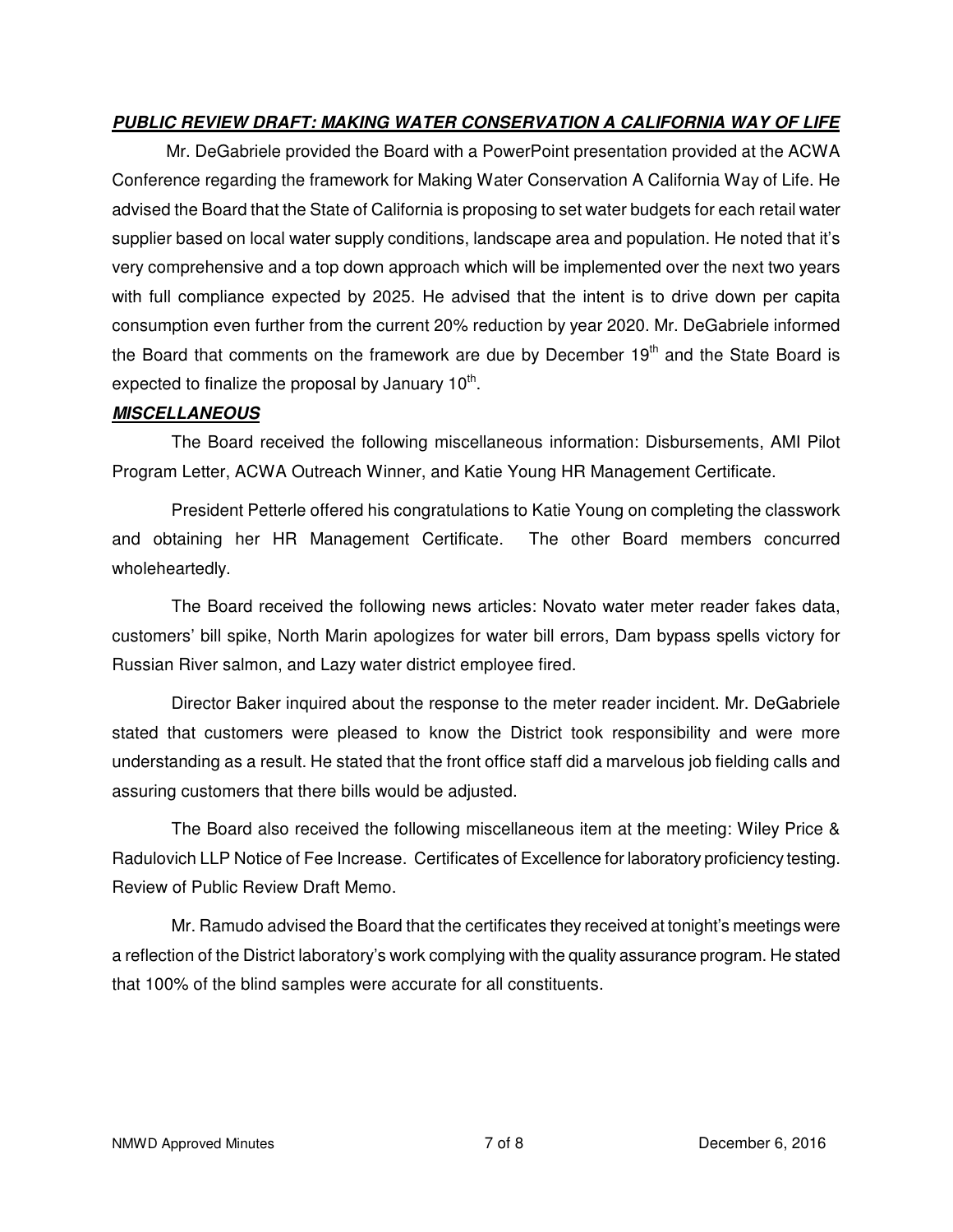***PUBLIC REVIEW DRAFT: MAKING WATER CONSERVATION A CALIFORNIA WAY OF LIFE***

Mr. DeGabriele provided the Board with a PowerPoint presentation provided at the ACWA Conference regarding the framework for Making Water Conservation A California Way of Life. He advised the Board that the State of California is proposing to set water budgets for each retail water supplier based on local water supply conditions, landscape area and population. He noted that it's very comprehensive and a top down approach which will be implemented over the next two years with full compliance expected by 2025. He advised that the intent is to drive down per capita consumption even further from the current 20% reduction by year 2020. Mr. DeGabriele informed the Board that comments on the framework are due by December 19th and the State Board is expected to finalize the proposal by January 10th.

***MISCELLANEOUS***

The Board received the following miscellaneous information: Disbursements, AMI Pilot Program Letter, ACWA Outreach Winner, and Katie Young HR Management Certificate.

President Petterle offered his congratulations to Katie Young on completing the classwork and obtaining her HR Management Certificate. The other Board members concurred wholeheartedly.

The Board received the following news articles: Novato water meter reader fakes data, customers' bill spike, North Marin apologizes for water bill errors, Dam bypass spells victory for Russian River salmon, and Lazy water district employee fired.

Director Baker inquired about the response to the meter reader incident. Mr. DeGabriele stated that customers were pleased to know the District took responsibility and were more understanding as a result. He stated that the front office staff did a marvelous job fielding calls and assuring customers that there bills would be adjusted.

The Board also received the following miscellaneous item at the meeting: Wiley Price & Radulovich LLP Notice of Fee Increase. Certificates of Excellence for laboratory proficiency testing. Review of Public Review Draft Memo.

Mr. Ramudo advised the Board that the certificates they received at tonight's meetings were a reflection of the District laboratory's work complying with the quality assurance program. He stated that 100% of the blind samples were accurate for all constituents.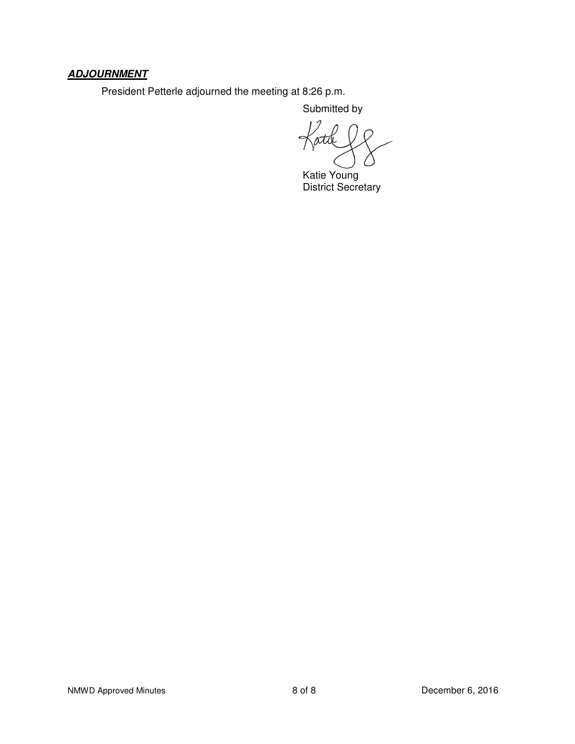***ADJOURNMENT***

President Petterle adjourned the meeting at 8:26 p.m.

Submitted by

Katie Young
District Secretary